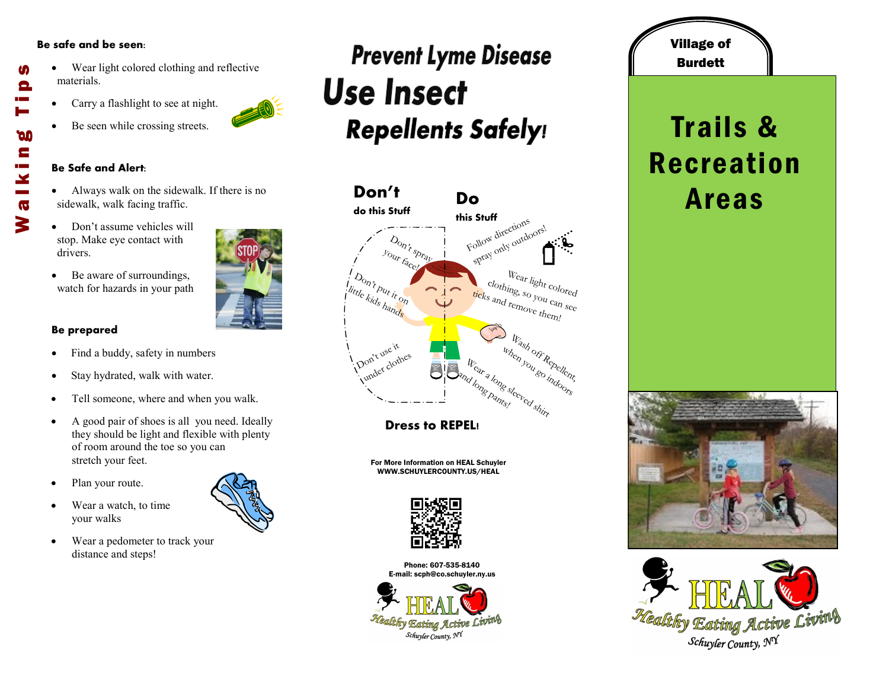# Walking Tips

**Be safe and be seen:**

- Wear light colored clothing and reflective materials.
- Carry a flashlight to see at night.
- Be seen while crossing streets.

**Be Safe and Alert:**

- Always walk on the sidewalk. If there is no sidewalk, walk facing traffic.
- Don't assume vehicles will stop. Make eye contact with drivers.
- Be aware of surroundings, watch for hazards in your path

**Be prepared**

- Find a buddy, safety in numbers
- Stay hydrated, walk with water.
- Tell someone, where and when you walk.
- A good pair of shoes is all you need. Ideally they should be light and flexible with plenty of room around the toe so you can stretch your feet.
- Plan your route.
- Wear a watch, to time your walks
- Wear a pedometer to track your distance and steps!

# Prevent Lyme Disease

# Use Insect Repellents Safely!

**Don't** do this Stuff

- Don't spray your face!
- Don't put it on little kids hands
- Don't use it under clothes

**Do** this Stuff

- Follow directions spray only outdoors!
- Wear light colored clothing, so you can see ticks and remove them!
- Wash off Repellent, when you go indoors
- Wear a long sleeved shirt and long pants!

**Dress to REPEL!**

For More Information on HEAL Schuyler
WWW.SCHUYLERCOUNTY.US/HEAL

Phone: 607-535-8140
E-mail: scph@co.schuyler.ny.us

HEAL Healthy Eating Active Living Schuyler County, NY

**Village of Burdett**

# Trails & Recreation Areas

HEAL Healthy Eating Active Living Schuyler County, NY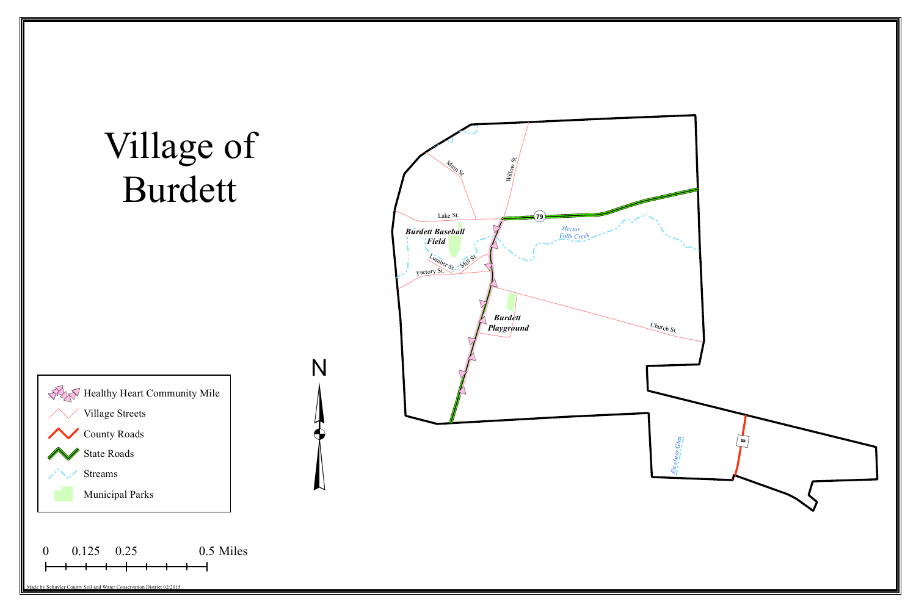# Village of Burdett

Lake St.

Main St.

Willow St.

79

Burdett Baseball Field

Hector Falls Creek

Lumber St.

Mill St.

Factory St.

Burdett Playground

Church St.

8

Excelsior Glen

N

Healthy Heart Community Mile

Village Streets

County Roads

State Roads

Streams

Municipal Parks

0 0.125 0.25 0.5 Miles

Made by Schuyler County Soil and Water Conservation District 02/2015